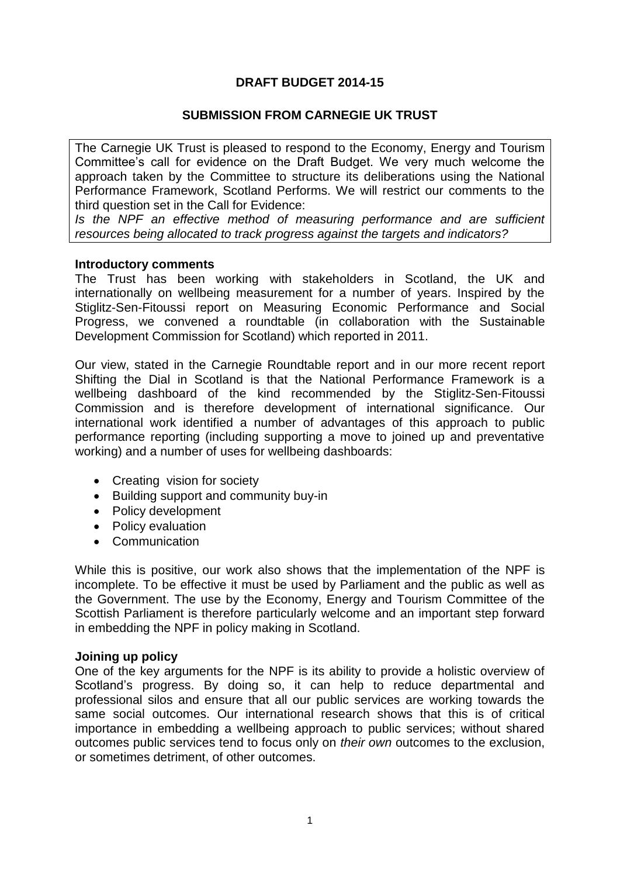**DRAFT BUDGET 2014-15**

**SUBMISSION FROM CARNEGIE UK TRUST**

The Carnegie UK Trust is pleased to respond to the Economy, Energy and Tourism Committee's call for evidence on the Draft Budget. We very much welcome the approach taken by the Committee to structure its deliberations using the National Performance Framework, Scotland Performs. We will restrict our comments to the third question set in the Call for Evidence:

*Is the NPF an effective method of measuring performance and are sufficient resources being allocated to track progress against the targets and indicators?*

**Introductory comments**

The Trust has been working with stakeholders in Scotland, the UK and internationally on wellbeing measurement for a number of years. Inspired by the Stiglitz-Sen-Fitoussi report on Measuring Economic Performance and Social Progress, we convened a roundtable (in collaboration with the Sustainable Development Commission for Scotland) which reported in 2011.

Our view, stated in the Carnegie Roundtable report and in our more recent report Shifting the Dial in Scotland is that the National Performance Framework is a wellbeing dashboard of the kind recommended by the Stiglitz-Sen-Fitoussi Commission and is therefore development of international significance. Our international work identified a number of advantages of this approach to public performance reporting (including supporting a move to joined up and preventative working) and a number of uses for wellbeing dashboards:

- Creating vision for society
- Building support and community buy-in
- Policy development
- Policy evaluation
- Communication

While this is positive, our work also shows that the implementation of the NPF is incomplete. To be effective it must be used by Parliament and the public as well as the Government. The use by the Economy, Energy and Tourism Committee of the Scottish Parliament is therefore particularly welcome and an important step forward in embedding the NPF in policy making in Scotland.

**Joining up policy**

One of the key arguments for the NPF is its ability to provide a holistic overview of Scotland's progress. By doing so, it can help to reduce departmental and professional silos and ensure that all our public services are working towards the same social outcomes. Our international research shows that this is of critical importance in embedding a wellbeing approach to public services; without shared outcomes public services tend to focus only on *their own* outcomes to the exclusion, or sometimes detriment, of other outcomes.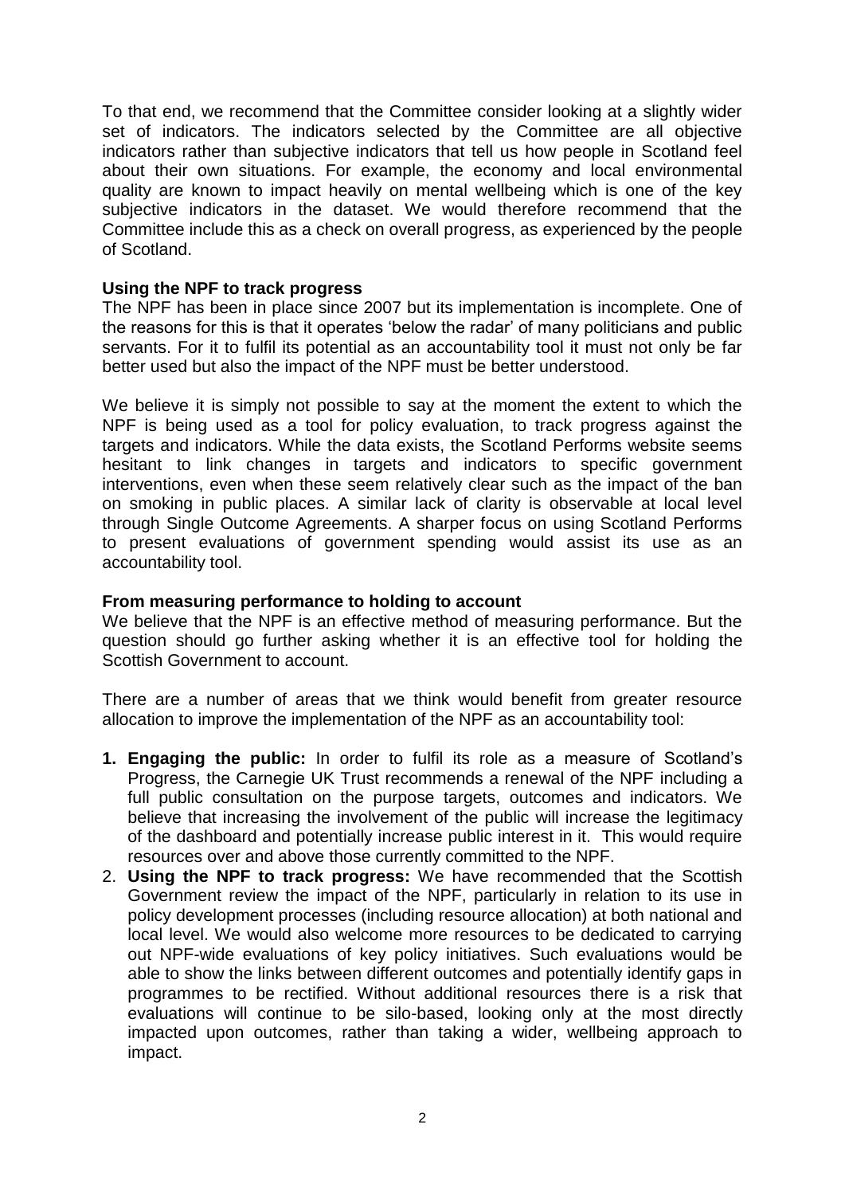To that end, we recommend that the Committee consider looking at a slightly wider set of indicators. The indicators selected by the Committee are all objective indicators rather than subjective indicators that tell us how people in Scotland feel about their own situations. For example, the economy and local environmental quality are known to impact heavily on mental wellbeing which is one of the key subjective indicators in the dataset. We would therefore recommend that the Committee include this as a check on overall progress, as experienced by the people of Scotland.

**Using the NPF to track progress**

The NPF has been in place since 2007 but its implementation is incomplete. One of the reasons for this is that it operates 'below the radar' of many politicians and public servants. For it to fulfil its potential as an accountability tool it must not only be far better used but also the impact of the NPF must be better understood.

We believe it is simply not possible to say at the moment the extent to which the NPF is being used as a tool for policy evaluation, to track progress against the targets and indicators. While the data exists, the Scotland Performs website seems hesitant to link changes in targets and indicators to specific government interventions, even when these seem relatively clear such as the impact of the ban on smoking in public places. A similar lack of clarity is observable at local level through Single Outcome Agreements. A sharper focus on using Scotland Performs to present evaluations of government spending would assist its use as an accountability tool.

**From measuring performance to holding to account**

We believe that the NPF is an effective method of measuring performance. But the question should go further asking whether it is an effective tool for holding the Scottish Government to account.

There are a number of areas that we think would benefit from greater resource allocation to improve the implementation of the NPF as an accountability tool:

1. **Engaging the public:** In order to fulfil its role as a measure of Scotland's Progress, the Carnegie UK Trust recommends a renewal of the NPF including a full public consultation on the purpose targets, outcomes and indicators. We believe that increasing the involvement of the public will increase the legitimacy of the dashboard and potentially increase public interest in it. This would require resources over and above those currently committed to the NPF.
2. **Using the NPF to track progress:** We have recommended that the Scottish Government review the impact of the NPF, particularly in relation to its use in policy development processes (including resource allocation) at both national and local level. We would also welcome more resources to be dedicated to carrying out NPF-wide evaluations of key policy initiatives. Such evaluations would be able to show the links between different outcomes and potentially identify gaps in programmes to be rectified. Without additional resources there is a risk that evaluations will continue to be silo-based, looking only at the most directly impacted upon outcomes, rather than taking a wider, wellbeing approach to impact.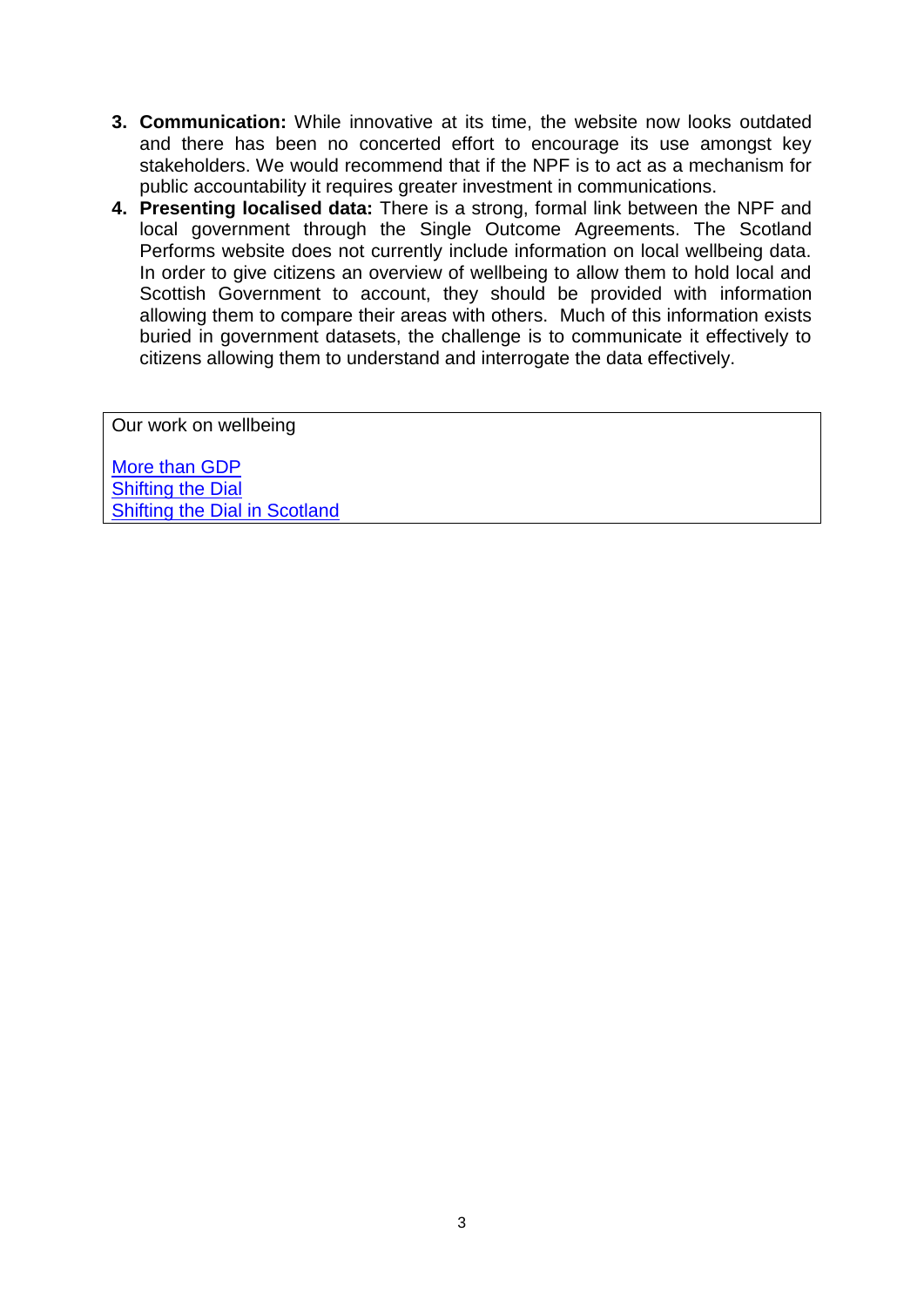3. **Communication:** While innovative at its time, the website now looks outdated and there has been no concerted effort to encourage its use amongst key stakeholders. We would recommend that if the NPF is to act as a mechanism for public accountability it requires greater investment in communications.
4. **Presenting localised data:** There is a strong, formal link between the NPF and local government through the Single Outcome Agreements. The Scotland Performs website does not currently include information on local wellbeing data. In order to give citizens an overview of wellbeing to allow them to hold local and Scottish Government to account, they should be provided with information allowing them to compare their areas with others. Much of this information exists buried in government datasets, the challenge is to communicate it effectively to citizens allowing them to understand and interrogate the data effectively.

Our work on wellbeing

More than GDP
Shifting the Dial
Shifting the Dial in Scotland